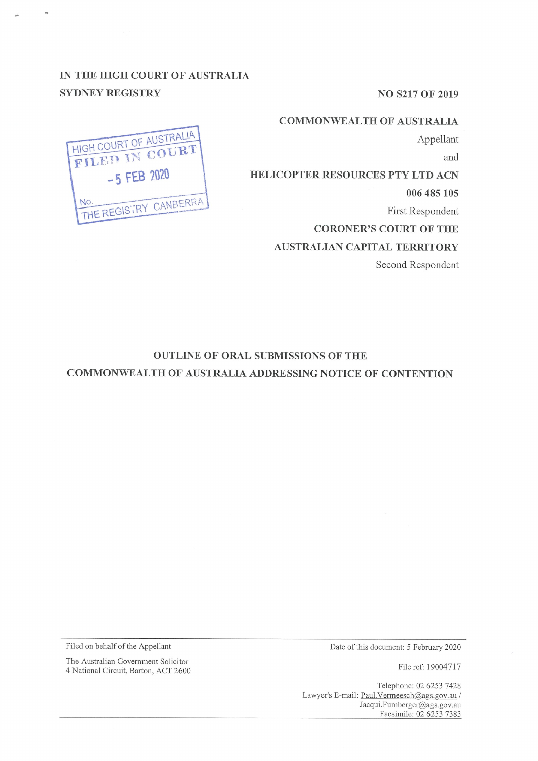IN THE HIGH COURT OF AUSTRALIA
SYDNEY REGISTRY

HIGH COURT OF AUSTRALIA
FILED IN COURT
-5 FEB 2020
No.
THE REGISTRY CANBERRA

NO S217 OF 2019

**COMMONWEALTH OF AUSTRALIA**
Appellant

and

**HELICOPTER RESOURCES PTY LTD ACN 006 485 105**
First Respondent

**CORONER'S COURT OF THE AUSTRALIAN CAPITAL TERRITORY**
Second Respondent

# OUTLINE OF ORAL SUBMISSIONS OF THE COMMONWEALTH OF AUSTRALIA ADDRESSING NOTICE OF CONTENTION

Filed on behalf of the Appellant

The Australian Government Solicitor
4 National Circuit, Barton, ACT 2600

Date of this document: 5 February 2020

File ref: 19004717

Telephone: 02 6253 7428
Lawyer's E-mail: Paul.Vermeesch@ags.gov.au / Jacqui.Fumberger@ags.gov.au
Facsimile: 02 6253 7383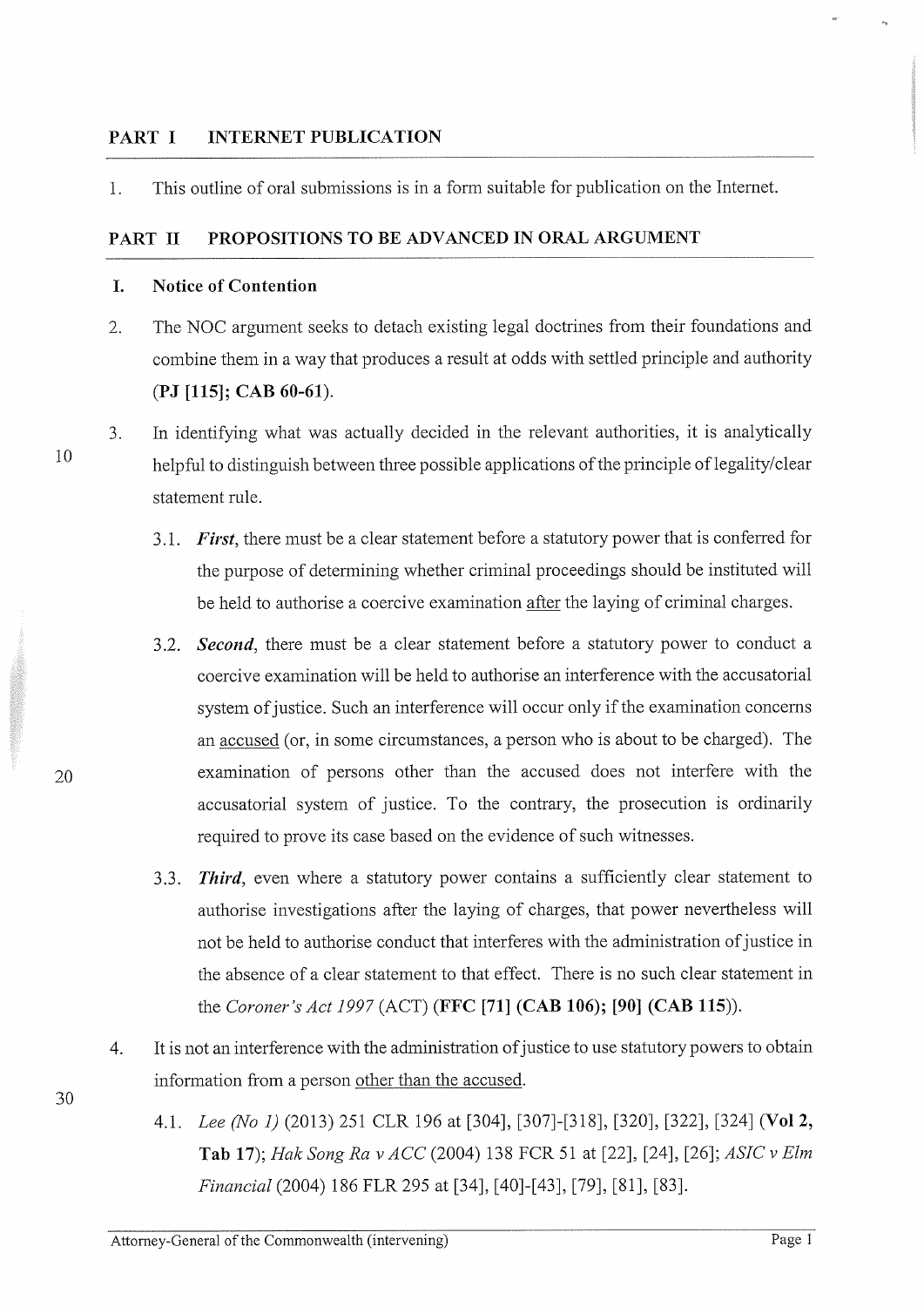## PART I INTERNET PUBLICATION

1. This outline of oral submissions is in a form suitable for publication on the Internet.

## PART II PROPOSITIONS TO BE ADVANCED IN ORAL ARGUMENT

### I. Notice of Contention

2. The NOC argument seeks to detach existing legal doctrines from their foundations and combine them in a way that produces a result at odds with settled principle and authority (**PJ [115]; CAB 60-61**).

3. In identifying what was actually decided in the relevant authorities, it is analytically helpful to distinguish between three possible applications of the principle of legality/clear statement rule.

   3.1. ***First***, there must be a clear statement before a statutory power that is conferred for the purpose of determining whether criminal proceedings should be instituted will be held to authorise a coercive examination <u>after</u> the laying of criminal charges.

   3.2. ***Second***, there must be a clear statement before a statutory power to conduct a coercive examination will be held to authorise an interference with the accusatorial system of justice. Such an interference will occur only if the examination concerns an <u>accused</u> (or, in some circumstances, a person who is about to be charged). The examination of persons other than the accused does not interfere with the accusatorial system of justice. To the contrary, the prosecution is ordinarily required to prove its case based on the evidence of such witnesses.

   3.3. ***Third***, even where a statutory power contains a sufficiently clear statement to authorise investigations after the laying of charges, that power nevertheless will not be held to authorise conduct that interferes with the administration of justice in the absence of a clear statement to that effect. There is no such clear statement in the *Coroner's Act 1997* (ACT) (**FFC [71] (CAB 106); [90] (CAB 115)**).

4. It is not an interference with the administration of justice to use statutory powers to obtain information from a person <u>other than the accused</u>.

   4.1. *Lee (No 1)* (2013) 251 CLR 196 at [304], [307]-[318], [320], [322], [324] (**Vol 2, Tab 17**); *Hak Song Ra v ACC* (2004) 138 FCR 51 at [22], [24], [26]; *ASIC v Elm Financial* (2004) 186 FLR 295 at [34], [40]-[43], [79], [81], [83].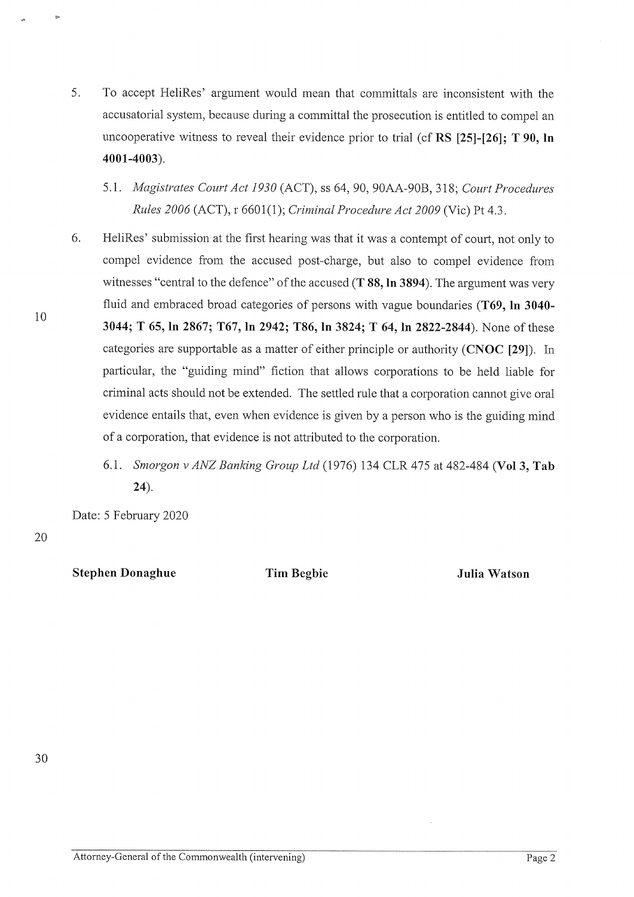5. To accept HeliRes' argument would mean that committals are inconsistent with the accusatorial system, because during a committal the prosecution is entitled to compel an uncooperative witness to reveal their evidence prior to trial (cf **RS [25]-[26]; T 90, ln 4001-4003**).

   5.1. *Magistrates Court Act 1930* (ACT), ss 64, 90, 90AA-90B, 318; *Court Procedures Rules 2006* (ACT), r 6601(1); *Criminal Procedure Act 2009* (Vic) Pt 4.3.

6. HeliRes' submission at the first hearing was that it was a contempt of court, not only to compel evidence from the accused post-charge, but also to compel evidence from witnesses "central to the defence" of the accused (**T 88, ln 3894**). The argument was very fluid and embraced broad categories of persons with vague boundaries (**T69, ln 3040-3044; T 65, ln 2867; T67, ln 2942; T86, ln 3824; T 64, ln 2822-2844**). None of these categories are supportable as a matter of either principle or authority (**CNOC [29]**). In particular, the "guiding mind" fiction that allows corporations to be held liable for criminal acts should not be extended. The settled rule that a corporation cannot give oral evidence entails that, even when evidence is given by a person who is the guiding mind of a corporation, that evidence is not attributed to the corporation.

   6.1. *Smorgon v ANZ Banking Group Ltd* (1976) 134 CLR 475 at 482-484 (**Vol 3, Tab 24**).

Date: 5 February 2020

**Stephen Donaghue** | **Tim Begbie** | **Julia Watson**

Attorney-General of the Commonwealth (intervening)